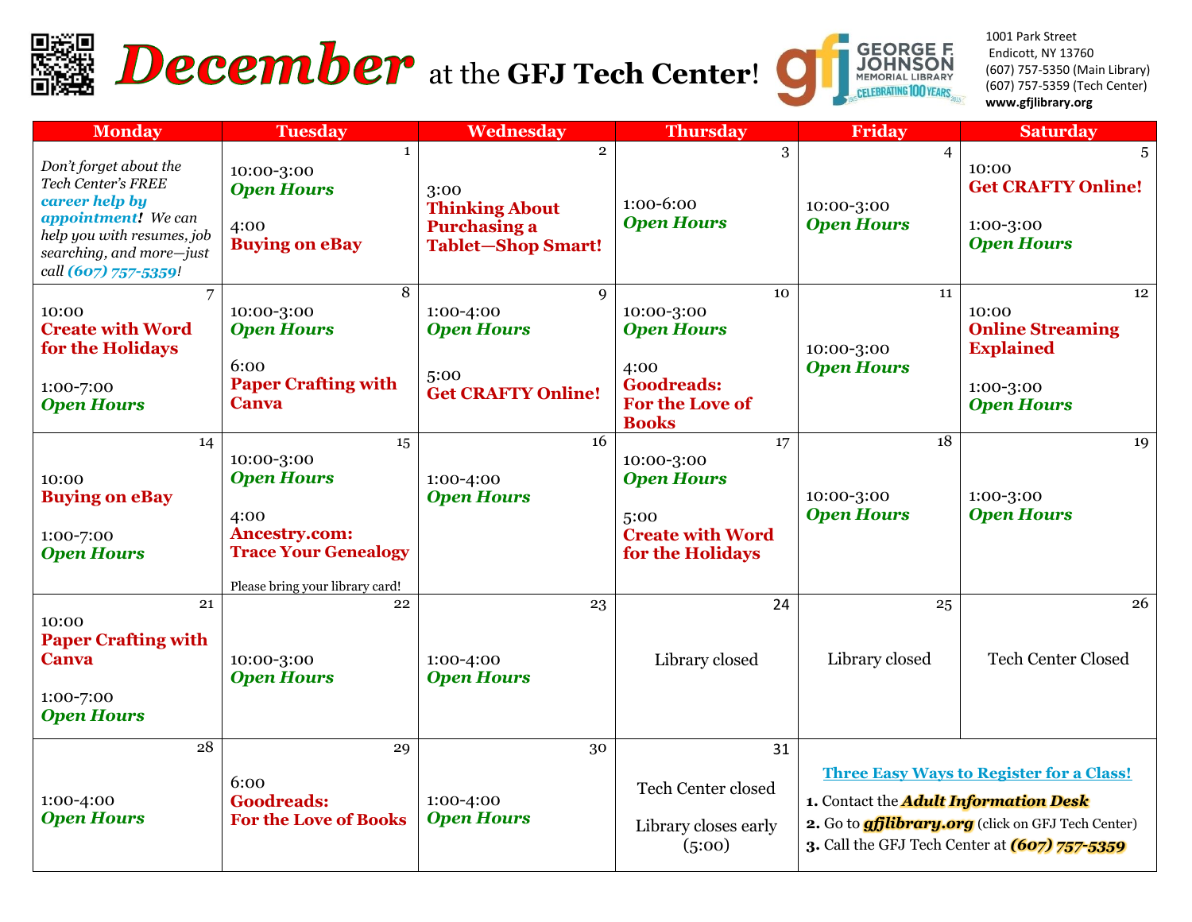# December at the GFJ Tech Center!

**GEORGE F. JOHNSON MEMORIAL LIBRARY** — CELEBRATING 100 YEARS

1001 Park Street
Endicott, NY 13760
(607) 757-5350 (Main Library)
(607) 757-5359 (Tech Center)
**www.gfjlibrary.org**

| Monday | Tuesday | Wednesday | Thursday | Friday | Saturday |
|---|---|---|---|---|---|
| *Don't forget about the Tech Center's FREE **career help by appointment**! We can help you with resumes, job searching, and more—just call **(607) 757-5359**!* | 1<br>10:00-3:00<br>***Open Hours***<br><br>4:00<br>**Buying on eBay** | 2<br>3:00<br>**Thinking About Purchasing a Tablet—Shop Smart!** | 3<br>1:00-6:00<br>***Open Hours*** | 4<br>10:00-3:00<br>***Open Hours*** | 5<br>10:00<br>**Get CRAFTY Online!**<br><br>1:00-3:00<br>***Open Hours*** |
| 7<br>10:00<br>**Create with Word for the Holidays**<br><br>1:00-7:00<br>***Open Hours*** | 8<br>10:00-3:00<br>***Open Hours***<br><br>6:00<br>**Paper Crafting with Canva** | 9<br>1:00-4:00<br>***Open Hours***<br><br>5:00<br>**Get CRAFTY Online!** | 10<br>10:00-3:00<br>***Open Hours***<br><br>4:00<br>**Goodreads: For the Love of Books** | 11<br>10:00-3:00<br>***Open Hours*** | 12<br>10:00<br>**Online Streaming Explained**<br><br>1:00-3:00<br>***Open Hours*** |
| 14<br>10:00<br>**Buying on eBay**<br><br>1:00-7:00<br>***Open Hours*** | 15<br>10:00-3:00<br>***Open Hours***<br><br>4:00<br>**Ancestry.com: Trace Your Genealogy**<br><br>Please bring your library card! | 16<br>1:00-4:00<br>***Open Hours*** | 17<br>10:00-3:00<br>***Open Hours***<br><br>5:00<br>**Create with Word for the Holidays** | 18<br>10:00-3:00<br>***Open Hours*** | 19<br>1:00-3:00<br>***Open Hours*** |
| 21<br>10:00<br>**Paper Crafting with Canva**<br><br>1:00-7:00<br>***Open Hours*** | 22<br>10:00-3:00<br>***Open Hours*** | 23<br>1:00-4:00<br>***Open Hours*** | 24<br>Library closed | 25<br>Library closed | 26<br>Tech Center Closed |
| 28<br>1:00-4:00<br>***Open Hours*** | 29<br>6:00<br>**Goodreads: For the Love of Books** | 30<br>1:00-4:00<br>***Open Hours*** | 31<br>Tech Center closed<br><br>Library closes early (5:00) | **Three Easy Ways to Register for a Class!**<br>**1.** Contact the ***Adult Information Desk***<br>**2.** Go to ***gfjlibrary.org*** (click on GFJ Tech Center)<br>**3.** Call the GFJ Tech Center at ***(607) 757-5359*** | |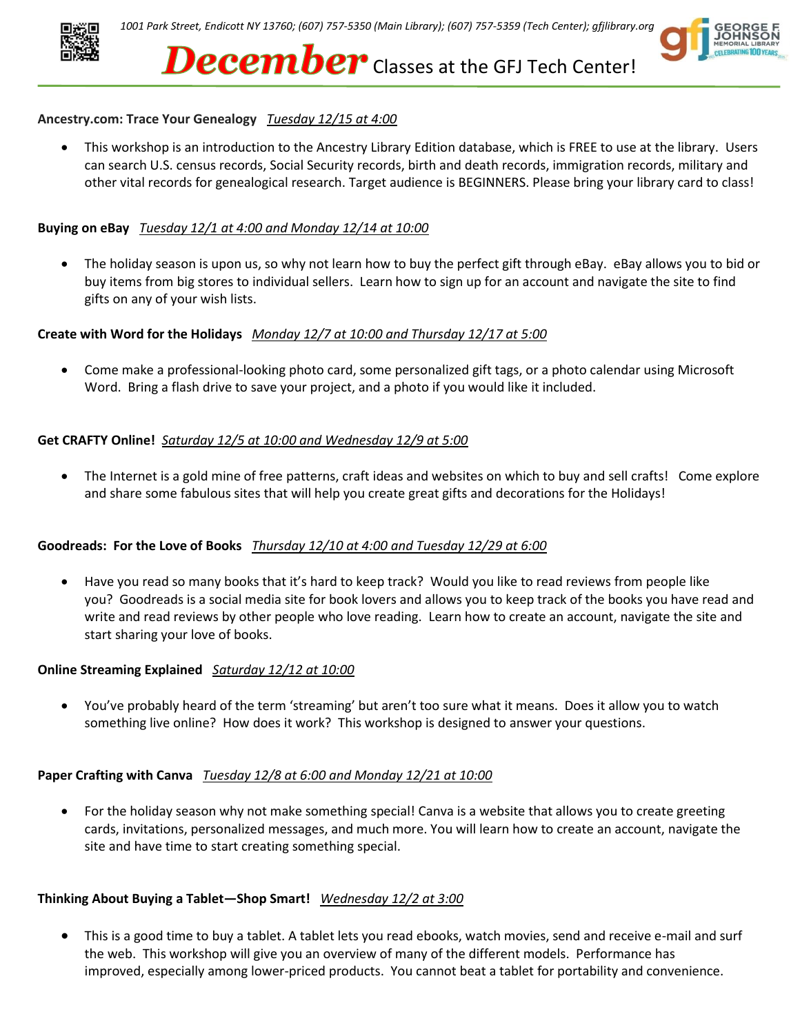1001 Park Street, Endicott NY 13760; (607) 757-5350 (Main Library); (607) 757-5359 (Tech Center); gfjlibrary.org

# December Classes at the GFJ Tech Center!

**Ancestry.com: Trace Your Genealogy** *Tuesday 12/15 at 4:00*

- This workshop is an introduction to the Ancestry Library Edition database, which is FREE to use at the library. Users can search U.S. census records, Social Security records, birth and death records, immigration records, military and other vital records for genealogical research. Target audience is BEGINNERS. Please bring your library card to class!

**Buying on eBay** *Tuesday 12/1 at 4:00 and Monday 12/14 at 10:00*

- The holiday season is upon us, so why not learn how to buy the perfect gift through eBay. eBay allows you to bid or buy items from big stores to individual sellers. Learn how to sign up for an account and navigate the site to find gifts on any of your wish lists.

**Create with Word for the Holidays** *Monday 12/7 at 10:00 and Thursday 12/17 at 5:00*

- Come make a professional-looking photo card, some personalized gift tags, or a photo calendar using Microsoft Word. Bring a flash drive to save your project, and a photo if you would like it included.

**Get CRAFTY Online!** *Saturday 12/5 at 10:00 and Wednesday 12/9 at 5:00*

- The Internet is a gold mine of free patterns, craft ideas and websites on which to buy and sell crafts! Come explore and share some fabulous sites that will help you create great gifts and decorations for the Holidays!

**Goodreads: For the Love of Books** *Thursday 12/10 at 4:00 and Tuesday 12/29 at 6:00*

- Have you read so many books that it's hard to keep track? Would you like to read reviews from people like you? Goodreads is a social media site for book lovers and allows you to keep track of the books you have read and write and read reviews by other people who love reading. Learn how to create an account, navigate the site and start sharing your love of books.

**Online Streaming Explained** *Saturday 12/12 at 10:00*

- You've probably heard of the term 'streaming' but aren't too sure what it means. Does it allow you to watch something live online? How does it work? This workshop is designed to answer your questions.

**Paper Crafting with Canva** *Tuesday 12/8 at 6:00 and Monday 12/21 at 10:00*

- For the holiday season why not make something special! Canva is a website that allows you to create greeting cards, invitations, personalized messages, and much more. You will learn how to create an account, navigate the site and have time to start creating something special.

**Thinking About Buying a Tablet—Shop Smart!** *Wednesday 12/2 at 3:00*

- This is a good time to buy a tablet. A tablet lets you read ebooks, watch movies, send and receive e-mail and surf the web. This workshop will give you an overview of many of the different models. Performance has improved, especially among lower-priced products. You cannot beat a tablet for portability and convenience.